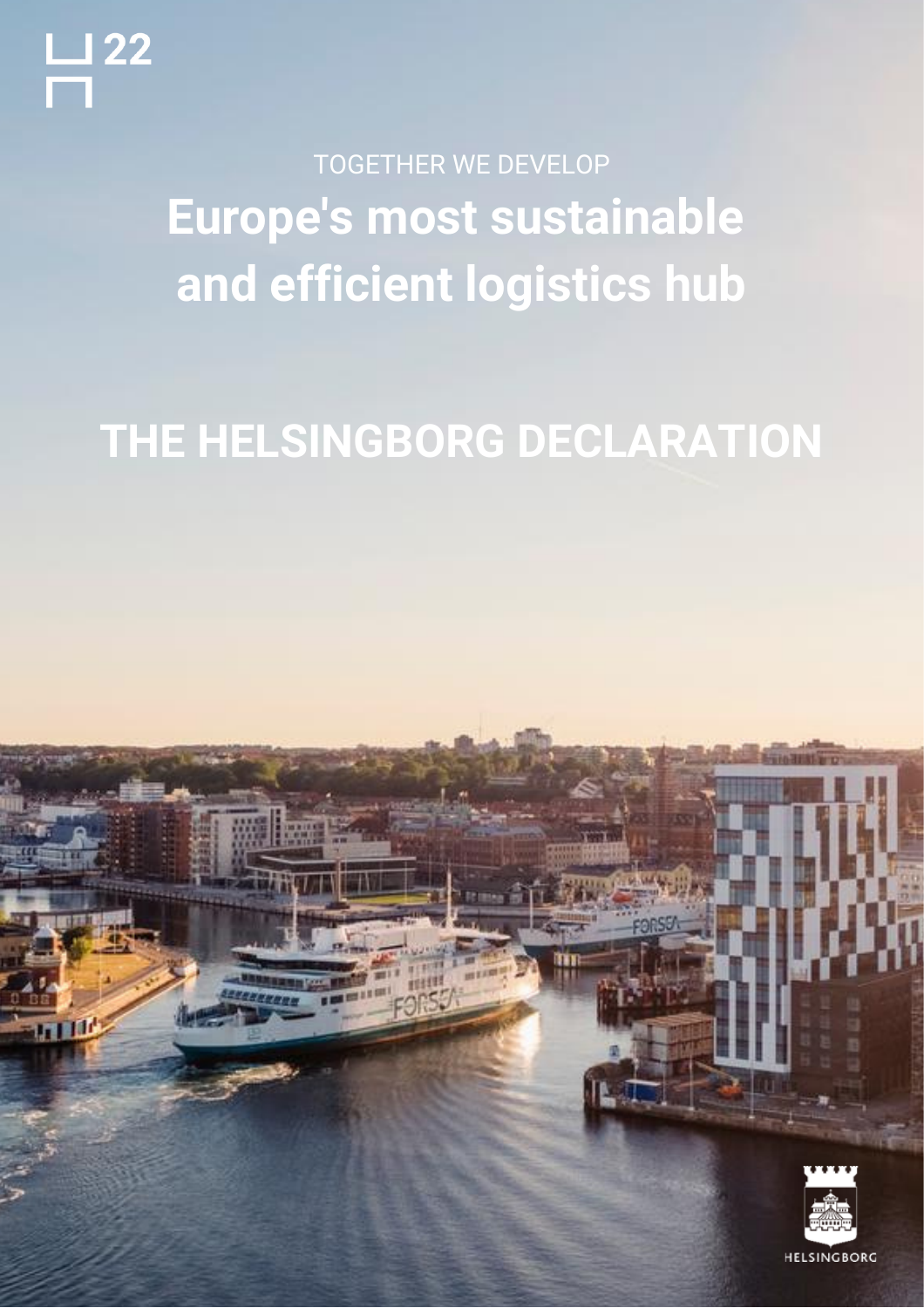H22

TOGETHER WE DEVELOP

# Europe's most sustainable and efficient logistics hub

# THE HELSINGBORG DECLARATION

HELSINGBORG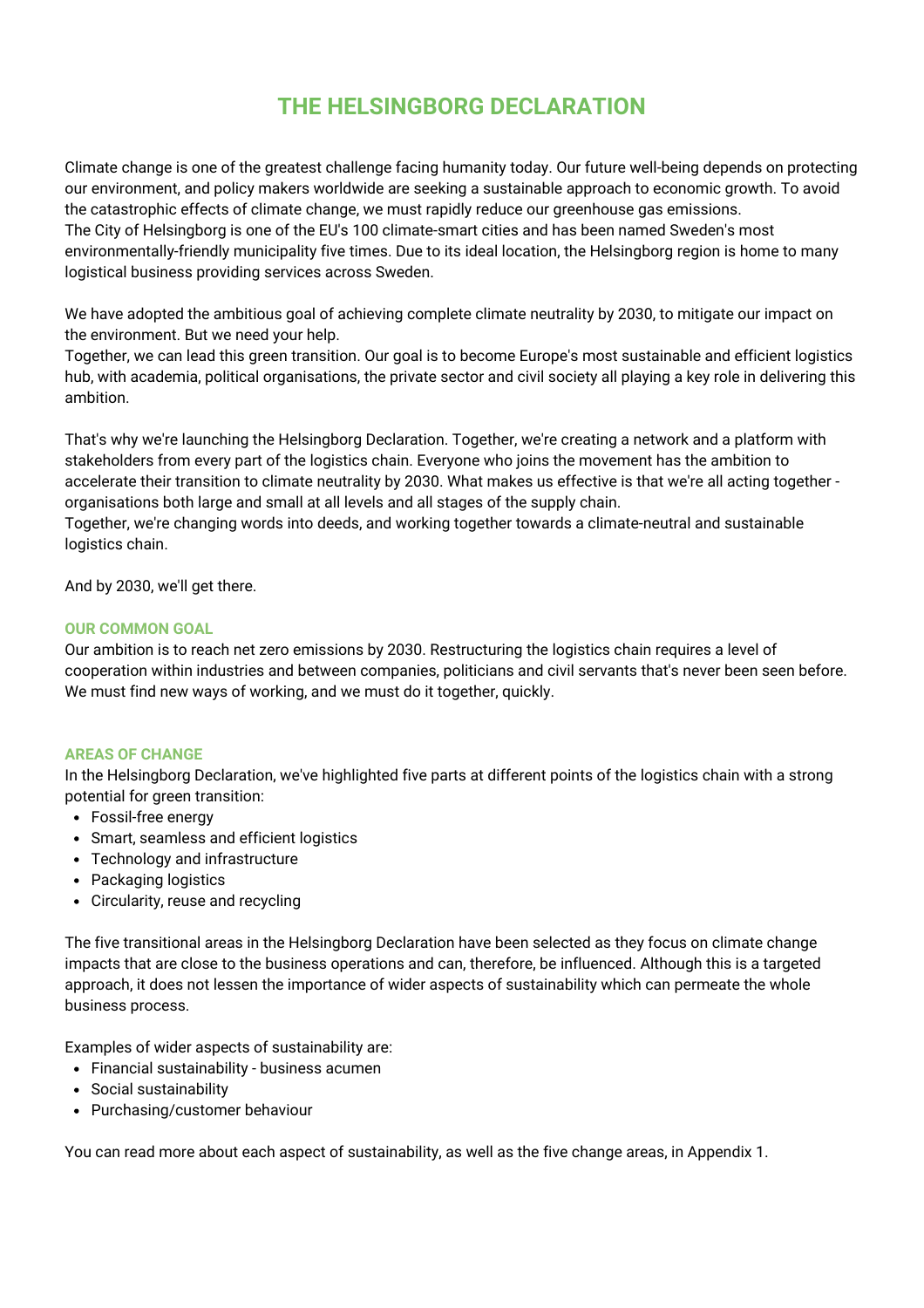# THE HELSINGBORG DECLARATION

Climate change is one of the greatest challenge facing humanity today. Our future well-being depends on protecting our environment, and policy makers worldwide are seeking a sustainable approach to economic growth. To avoid the catastrophic effects of climate change, we must rapidly reduce our greenhouse gas emissions.
The City of Helsingborg is one of the EU's 100 climate-smart cities and has been named Sweden's most environmentally-friendly municipality five times. Due to its ideal location, the Helsingborg region is home to many logistical business providing services across Sweden.

We have adopted the ambitious goal of achieving complete climate neutrality by 2030, to mitigate our impact on the environment. But we need your help.
Together, we can lead this green transition. Our goal is to become Europe's most sustainable and efficient logistics hub, with academia, political organisations, the private sector and civil society all playing a key role in delivering this ambition.

That's why we're launching the Helsingborg Declaration. Together, we're creating a network and a platform with stakeholders from every part of the logistics chain. Everyone who joins the movement has the ambition to accelerate their transition to climate neutrality by 2030. What makes us effective is that we're all acting together - organisations both large and small at all levels and all stages of the supply chain.
Together, we're changing words into deeds, and working together towards a climate-neutral and sustainable logistics chain.

And by 2030, we'll get there.

### OUR COMMON GOAL

Our ambition is to reach net zero emissions by 2030. Restructuring the logistics chain requires a level of cooperation within industries and between companies, politicians and civil servants that's never been seen before. We must find new ways of working, and we must do it together, quickly.

### AREAS OF CHANGE

In the Helsingborg Declaration, we've highlighted five parts at different points of the logistics chain with a strong potential for green transition:

- Fossil-free energy
- Smart, seamless and efficient logistics
- Technology and infrastructure
- Packaging logistics
- Circularity, reuse and recycling

The five transitional areas in the Helsingborg Declaration have been selected as they focus on climate change impacts that are close to the business operations and can, therefore, be influenced. Although this is a targeted approach, it does not lessen the importance of wider aspects of sustainability which can permeate the whole business process.

Examples of wider aspects of sustainability are:

- Financial sustainability - business acumen
- Social sustainability
- Purchasing/customer behaviour

You can read more about each aspect of sustainability, as well as the five change areas, in Appendix 1.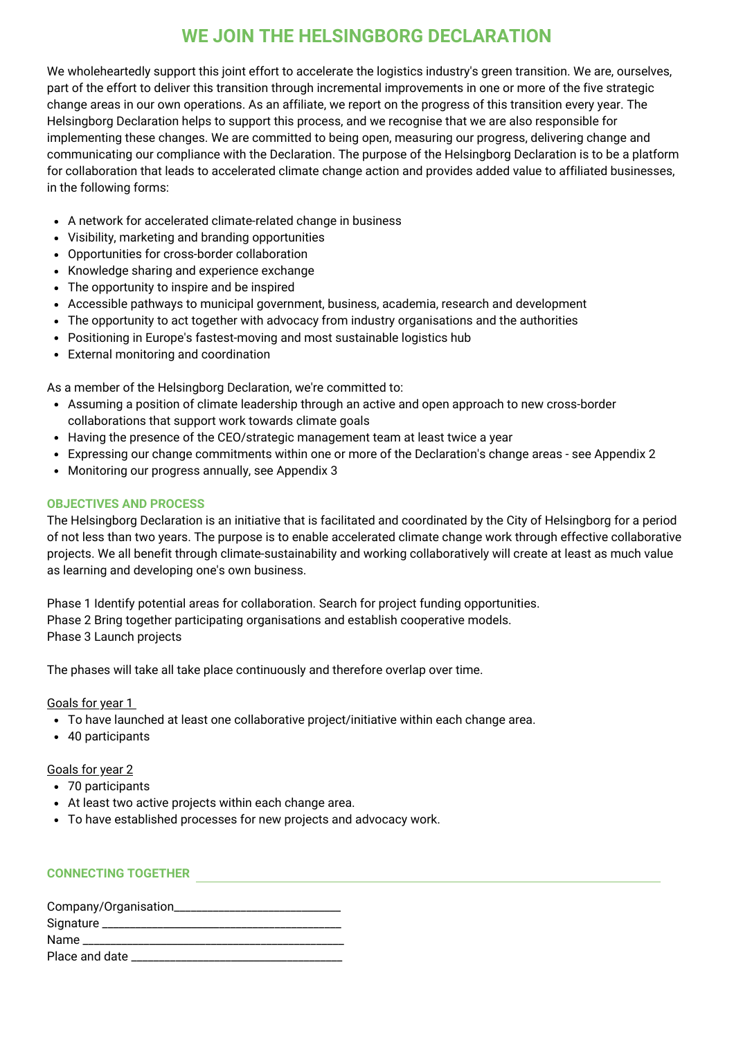# WE JOIN THE HELSINGBORG DECLARATION

We wholeheartedly support this joint effort to accelerate the logistics industry's green transition. We are, ourselves, part of the effort to deliver this transition through incremental improvements in one or more of the five strategic change areas in our own operations. As an affiliate, we report on the progress of this transition every year. The Helsingborg Declaration helps to support this process, and we recognise that we are also responsible for implementing these changes. We are committed to being open, measuring our progress, delivering change and communicating our compliance with the Declaration. The purpose of the Helsingborg Declaration is to be a platform for collaboration that leads to accelerated climate change action and provides added value to affiliated businesses, in the following forms:

- A network for accelerated climate-related change in business
- Visibility, marketing and branding opportunities
- Opportunities for cross-border collaboration
- Knowledge sharing and experience exchange
- The opportunity to inspire and be inspired
- Accessible pathways to municipal government, business, academia, research and development
- The opportunity to act together with advocacy from industry organisations and the authorities
- Positioning in Europe's fastest-moving and most sustainable logistics hub
- External monitoring and coordination

As a member of the Helsingborg Declaration, we're committed to:

- Assuming a position of climate leadership through an active and open approach to new cross-border collaborations that support work towards climate goals
- Having the presence of the CEO/strategic management team at least twice a year
- Expressing our change commitments within one or more of the Declaration's change areas - see Appendix 2
- Monitoring our progress annually, see Appendix 3

### OBJECTIVES AND PROCESS

The Helsingborg Declaration is an initiative that is facilitated and coordinated by the City of Helsingborg for a period of not less than two years. The purpose is to enable accelerated climate change work through effective collaborative projects. We all benefit through climate-sustainability and working collaboratively will create at least as much value as learning and developing one's own business.

Phase 1 Identify potential areas for collaboration. Search for project funding opportunities.
Phase 2 Bring together participating organisations and establish cooperative models.
Phase 3 Launch projects

The phases will take all take place continuously and therefore overlap over time.

Goals for year 1

- To have launched at least one collaborative project/initiative within each change area.
- 40 participants

Goals for year 2

- 70 participants
- At least two active projects within each change area.
- To have established processes for new projects and advocacy work.

### CONNECTING TOGETHER

Company/Organisation___________________________
Signature ________________________________________
Name ____________________________________________
Place and date ___________________________________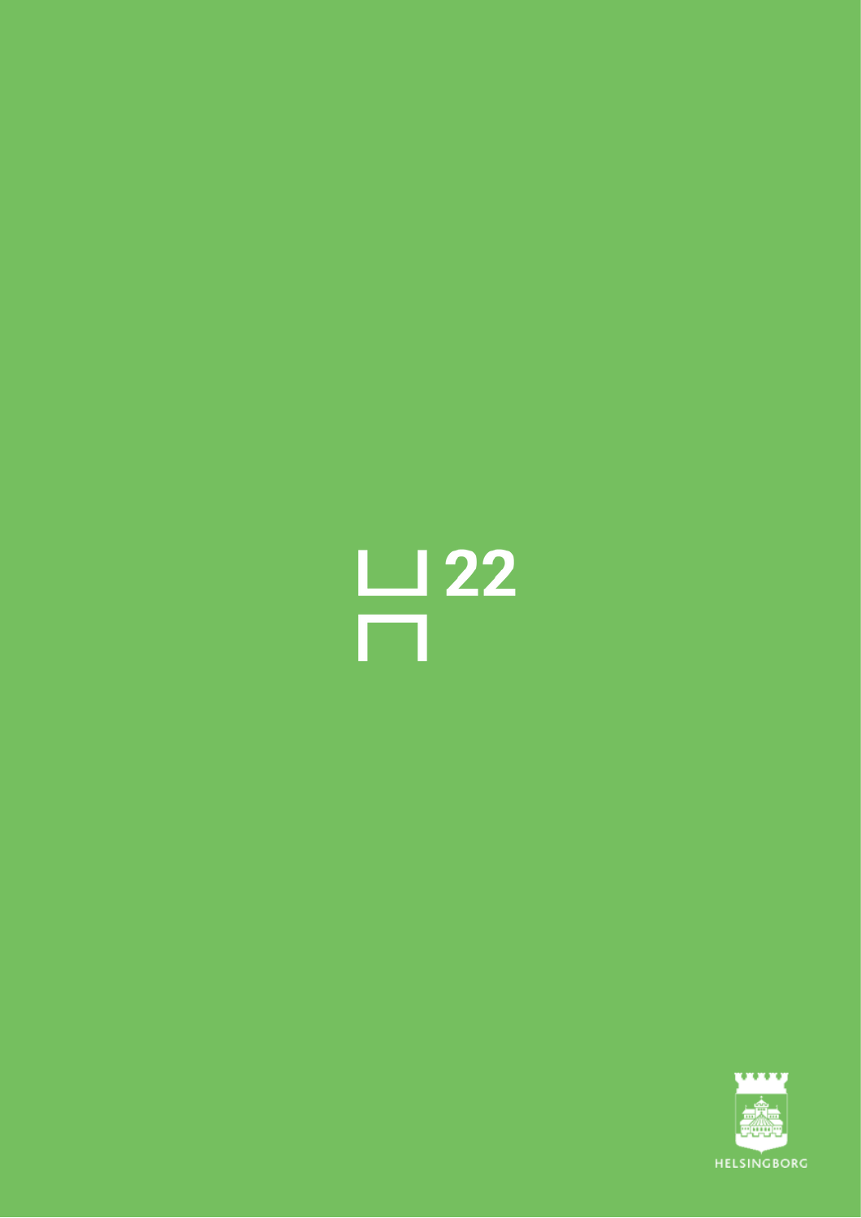H22

HELSINGBORG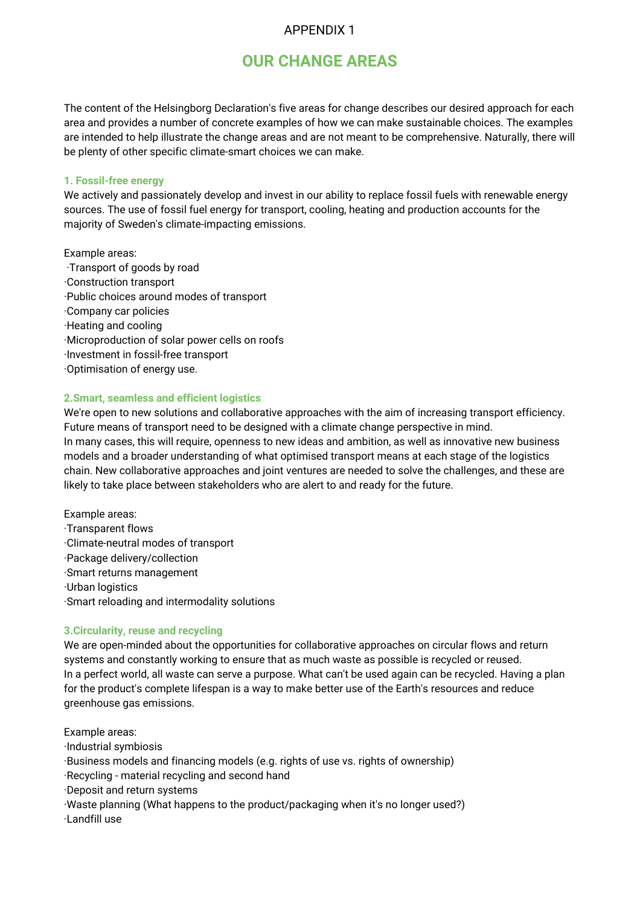APPENDIX 1

# OUR CHANGE AREAS

The content of the Helsingborg Declaration's five areas for change describes our desired approach for each area and provides a number of concrete examples of how we can make sustainable choices. The examples are intended to help illustrate the change areas and are not meant to be comprehensive. Naturally, there will be plenty of other specific climate-smart choices we can make.

### 1. Fossil-free energy

We actively and passionately develop and invest in our ability to replace fossil fuels with renewable energy sources. The use of fossil fuel energy for transport, cooling, heating and production accounts for the majority of Sweden's climate-impacting emissions.

Example areas:

- Transport of goods by road
- Construction transport
- Public choices around modes of transport
- Company car policies
- Heating and cooling
- Microproduction of solar power cells on roofs
- Investment in fossil-free transport
- Optimisation of energy use.

### 2.Smart, seamless and efficient logistics

We're open to new solutions and collaborative approaches with the aim of increasing transport efficiency. Future means of transport need to be designed with a climate change perspective in mind.
In many cases, this will require, openness to new ideas and ambition, as well as innovative new business models and a broader understanding of what optimised transport means at each stage of the logistics chain. New collaborative approaches and joint ventures are needed to solve the challenges, and these are likely to take place between stakeholders who are alert to and ready for the future.

Example areas:

- Transparent flows
- Climate-neutral modes of transport
- Package delivery/collection
- Smart returns management
- Urban logistics
- Smart reloading and intermodality solutions

### 3.Circularity, reuse and recycling

We are open-minded about the opportunities for collaborative approaches on circular flows and return systems and constantly working to ensure that as much waste as possible is recycled or reused.
In a perfect world, all waste can serve a purpose. What can't be used again can be recycled. Having a plan for the product's complete lifespan is a way to make better use of the Earth's resources and reduce greenhouse gas emissions.

Example areas:

- Industrial symbiosis
- Business models and financing models (e.g. rights of use vs. rights of ownership)
- Recycling - material recycling and second hand
- Deposit and return systems
- Waste planning (What happens to the product/packaging when it's no longer used?)
- Landfill use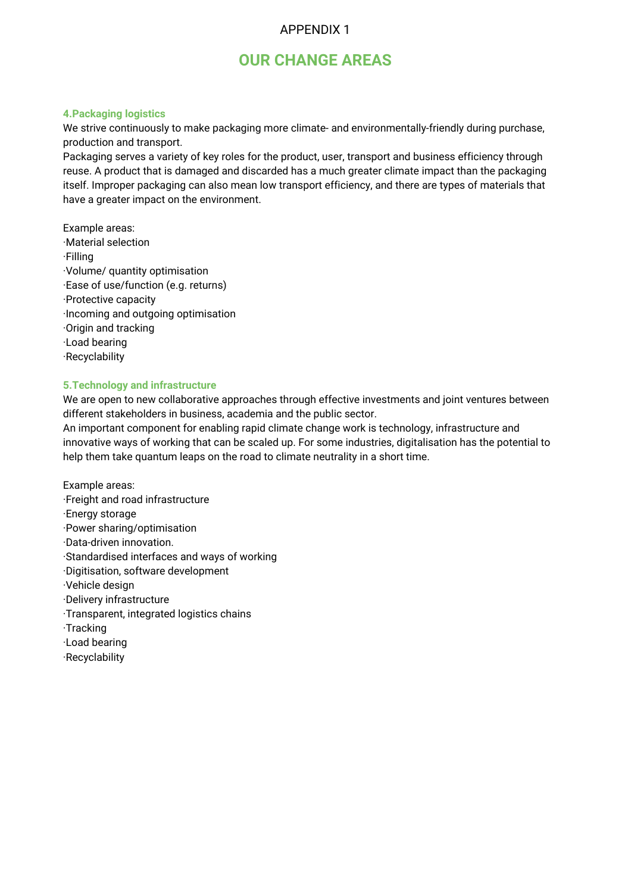APPENDIX 1

# OUR CHANGE AREAS

### 4.Packaging logistics

We strive continuously to make packaging more climate- and environmentally-friendly during purchase, production and transport.
Packaging serves a variety of key roles for the product, user, transport and business efficiency through reuse. A product that is damaged and discarded has a much greater climate impact than the packaging itself. Improper packaging can also mean low transport efficiency, and there are types of materials that have a greater impact on the environment.

Example areas:
·Material selection
·Filling
·Volume/ quantity optimisation
·Ease of use/function (e.g. returns)
·Protective capacity
·Incoming and outgoing optimisation
·Origin and tracking
·Load bearing
·Recyclability

### 5.Technology and infrastructure

We are open to new collaborative approaches through effective investments and joint ventures between different stakeholders in business, academia and the public sector.
An important component for enabling rapid climate change work is technology, infrastructure and innovative ways of working that can be scaled up. For some industries, digitalisation has the potential to help them take quantum leaps on the road to climate neutrality in a short time.

Example areas:
·Freight and road infrastructure
·Energy storage
·Power sharing/optimisation
·Data-driven innovation.
·Standardised interfaces and ways of working
·Digitisation, software development
·Vehicle design
·Delivery infrastructure
·Transparent, integrated logistics chains
·Tracking
·Load bearing
·Recyclability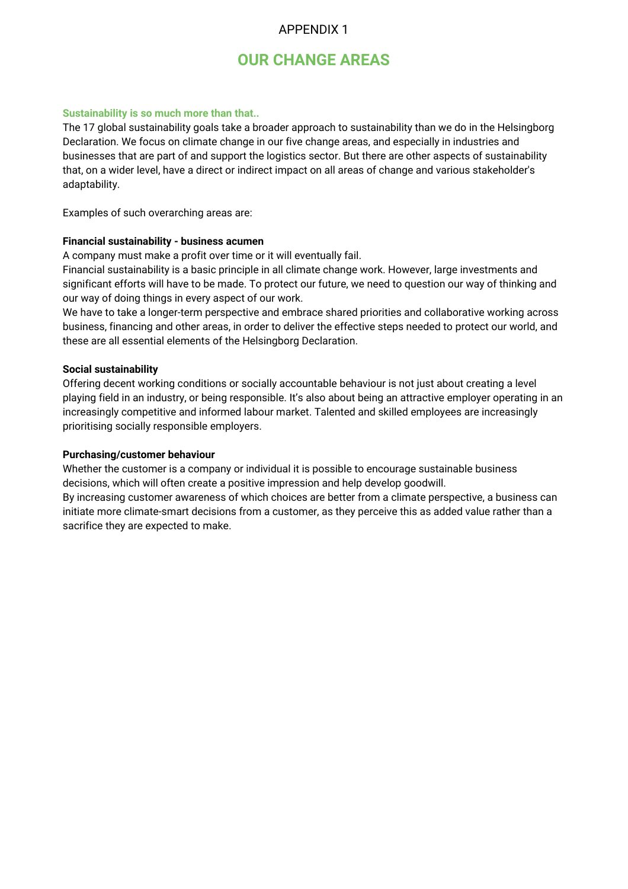APPENDIX 1

# OUR CHANGE AREAS

## Sustainability is so much more than that..

The 17 global sustainability goals take a broader approach to sustainability than we do in the Helsingborg Declaration. We focus on climate change in our five change areas, and especially in industries and businesses that are part of and support the logistics sector. But there are other aspects of sustainability that, on a wider level, have a direct or indirect impact on all areas of change and various stakeholder's adaptability.

Examples of such overarching areas are:

**Financial sustainability - business acumen**

A company must make a profit over time or it will eventually fail.

Financial sustainability is a basic principle in all climate change work. However, large investments and significant efforts will have to be made. To protect our future, we need to question our way of thinking and our way of doing things in every aspect of our work.

We have to take a longer-term perspective and embrace shared priorities and collaborative working across business, financing and other areas, in order to deliver the effective steps needed to protect our world, and these are all essential elements of the Helsingborg Declaration.

**Social sustainability**

Offering decent working conditions or socially accountable behaviour is not just about creating a level playing field in an industry, or being responsible. It's also about being an attractive employer operating in an increasingly competitive and informed labour market. Talented and skilled employees are increasingly prioritising socially responsible employers.

**Purchasing/customer behaviour**

Whether the customer is a company or individual it is possible to encourage sustainable business decisions, which will often create a positive impression and help develop goodwill.

By increasing customer awareness of which choices are better from a climate perspective, a business can initiate more climate-smart decisions from a customer, as they perceive this as added value rather than a sacrifice they are expected to make.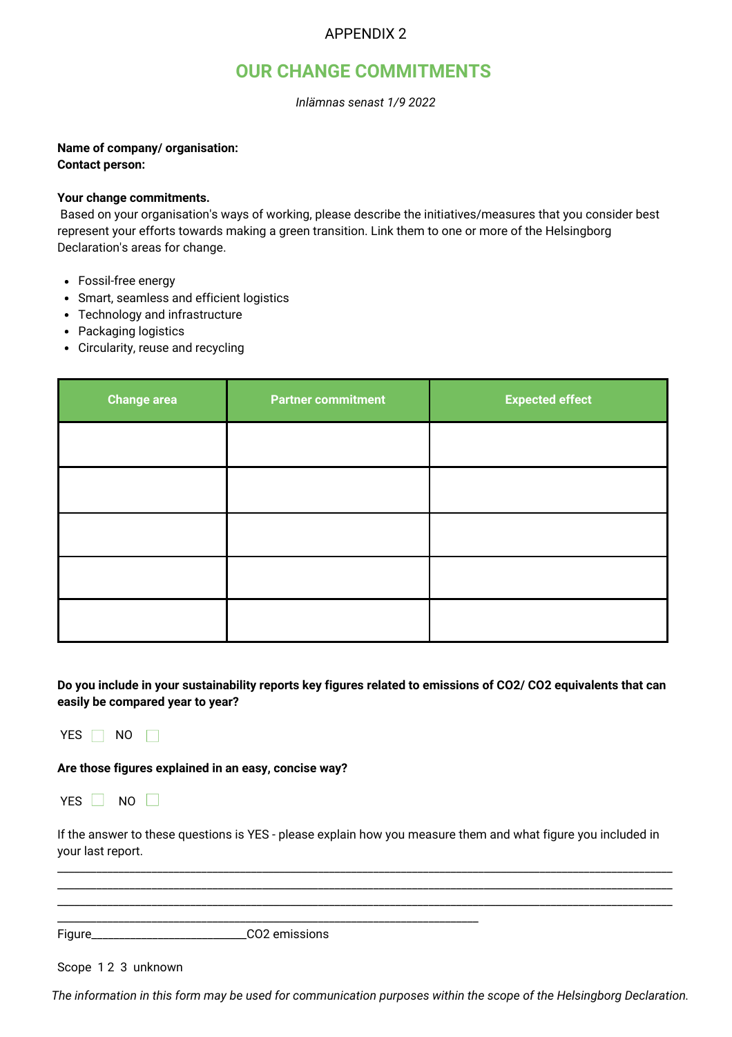APPENDIX 2

# OUR CHANGE COMMITMENTS

*Inlämnas senast 1/9 2022*

**Name of company/ organisation:**
**Contact person:**

**Your change commitments.**
Based on your organisation's ways of working, please describe the initiatives/measures that you consider best represent your efforts towards making a green transition. Link them to one or more of the Helsingborg Declaration's areas for change.

- Fossil-free energy
- Smart, seamless and efficient logistics
- Technology and infrastructure
- Packaging logistics
- Circularity, reuse and recycling

| Change area | Partner commitment | Expected effect |
|---|---|---|
| | | |
| | | |
| | | |
| | | |
| | | |

**Do you include in your sustainability reports key figures related to emissions of $CO_2$/ $CO_2$ equivalents that can easily be compared year to year?**

YES ☐ NO ☐

**Are those figures explained in an easy, concise way?**

YES ☐ NO ☐

If the answer to these questions is YES - please explain how you measure them and what figure you included in your last report.

______________________________________________________________________________________
______________________________________________________________________________________
______________________________________________________________________________________
____________________________________________________________

Figure__________________________$CO_2$ emissions

Scope 1 2 3 unknown

*The information in this form may be used for communication purposes within the scope of the Helsingborg Declaration.*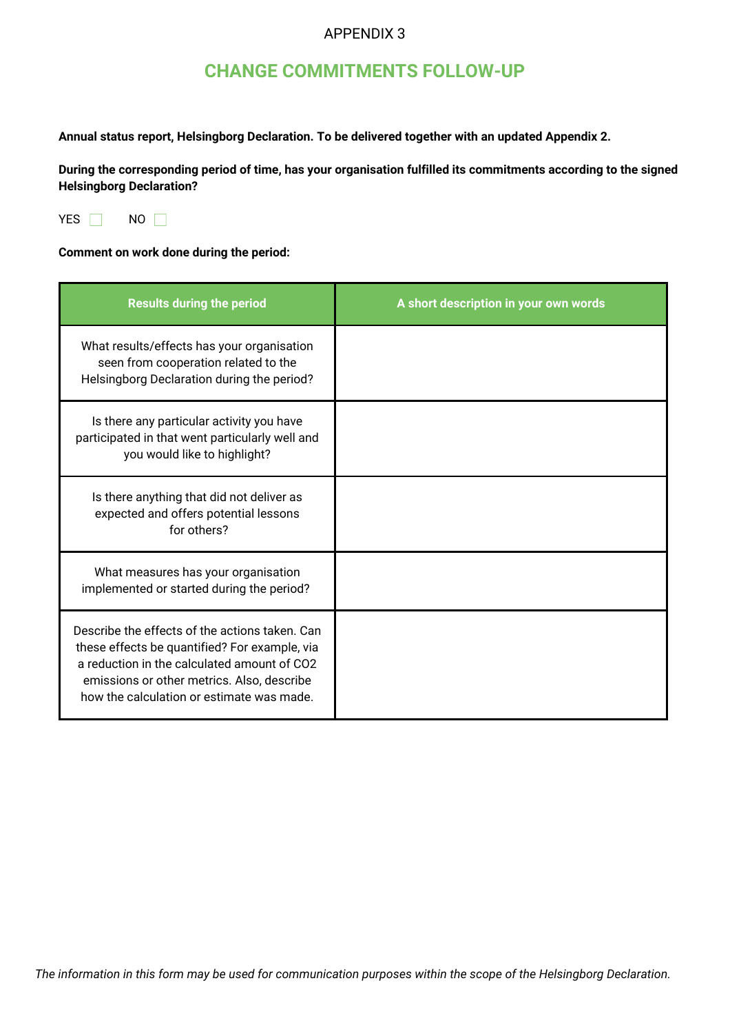APPENDIX 3

# CHANGE COMMITMENTS FOLLOW-UP

**Annual status report, Helsingborg Declaration. To be delivered together with an updated Appendix 2.**

**During the corresponding period of time, has your organisation fulfilled its commitments according to the signed Helsingborg Declaration?**

YES ☐ NO ☐

**Comment on work done during the period:**

| Results during the period | A short description in your own words |
| --- | --- |
| What results/effects has your organisation seen from cooperation related to the Helsingborg Declaration during the period? | |
| Is there any particular activity you have participated in that went particularly well and you would like to highlight? | |
| Is there anything that did not deliver as expected and offers potential lessons for others? | |
| What measures has your organisation implemented or started during the period? | |
| Describe the effects of the actions taken. Can these effects be quantified? For example, via a reduction in the calculated amount of CO2 emissions or other metrics. Also, describe how the calculation or estimate was made. | |

*The information in this form may be used for communication purposes within the scope of the Helsingborg Declaration.*